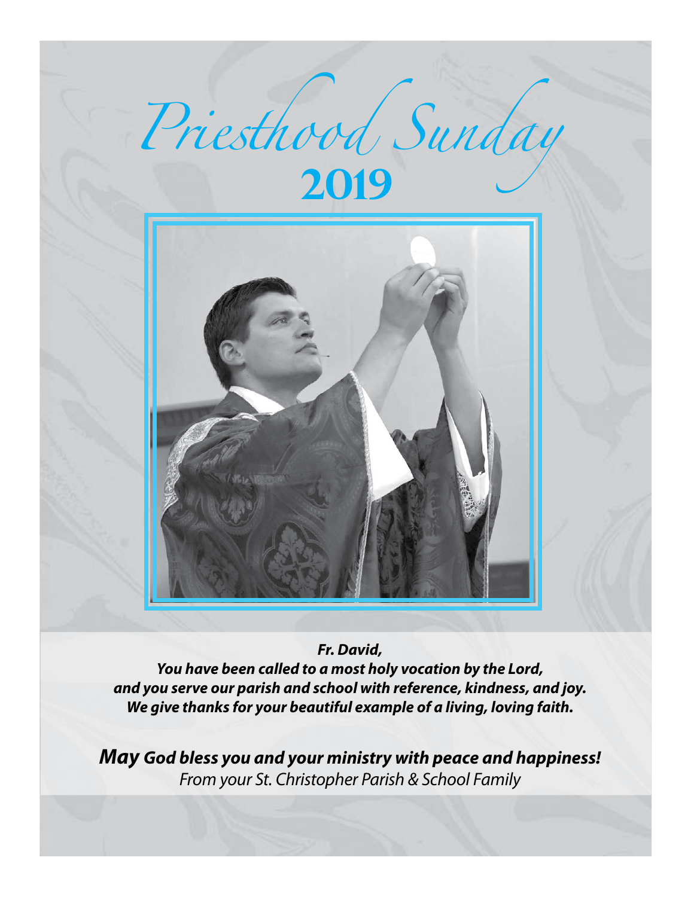# Priesthood Sunday
# 2019

***Fr. David,***
***You have been called to a most holy vocation by the Lord,***
***and you serve our parish and school with reference, kindness, and joy.***
***We give thanks for your beautiful example of a living, loving faith.***

***May God bless you and your ministry with peace and happiness!***
*From your St. Christopher Parish & School Family*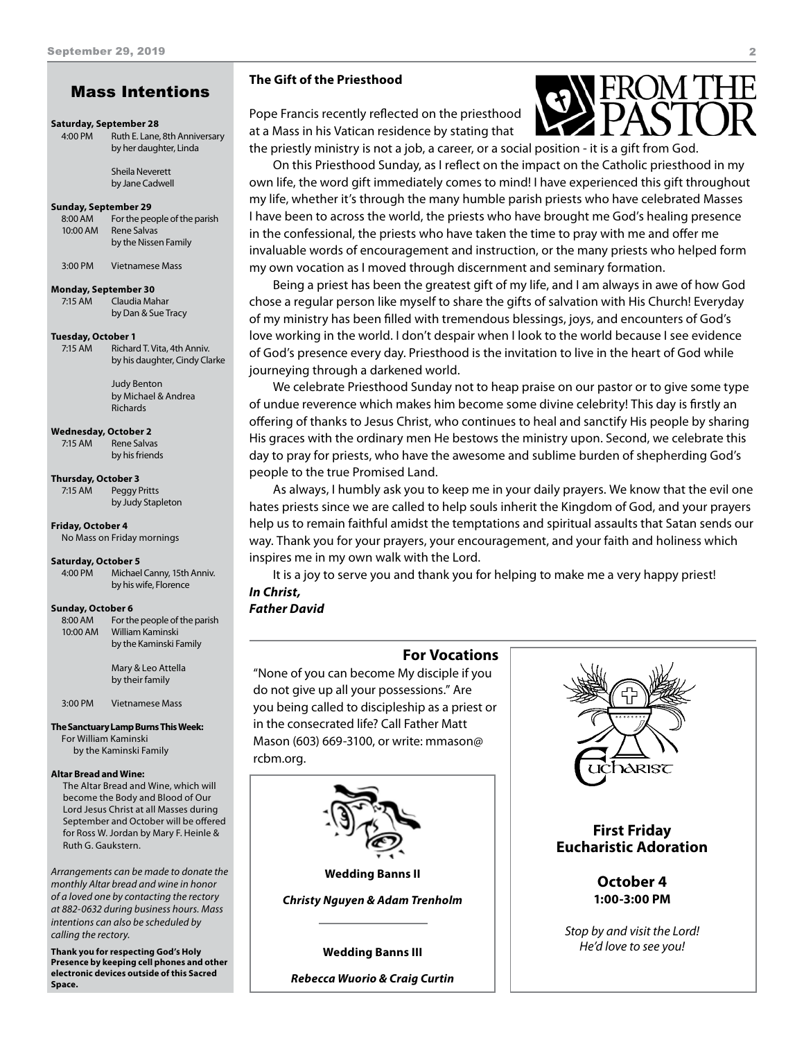## Mass Intentions

**Saturday, September 28**
4:00 PM Ruth E. Lane, 8th Anniversary by her daughter, Linda

Sheila Neverett by Jane Cadwell

**Sunday, September 29**
8:00 AM For the people of the parish
10:00 AM Rene Salvas by the Nissen Family

3:00 PM Vietnamese Mass

**Monday, September 30**
7:15 AM Claudia Mahar by Dan & Sue Tracy

**Tuesday, October 1**
7:15 AM Richard T. Vita, 4th Anniv. by his daughter, Cindy Clarke

Judy Benton by Michael & Andrea Richards

**Wednesday, October 2**
7:15 AM Rene Salvas by his friends

**Thursday, October 3**
7:15 AM Peggy Pritts by Judy Stapleton

**Friday, October 4**
No Mass on Friday mornings

**Saturday, October 5**
4:00 PM Michael Canny, 15th Anniv. by his wife, Florence

**Sunday, October 6**
8:00 AM For the people of the parish
10:00 AM William Kaminski by the Kaminski Family

Mary & Leo Attella by their family

3:00 PM Vietnamese Mass

**The Sanctuary Lamp Burns This Week:**
For William Kaminski by the Kaminski Family

**Altar Bread and Wine:**
The Altar Bread and Wine, which will become the Body and Blood of Our Lord Jesus Christ at all Masses during September and October will be offered for Ross W. Jordan by Mary F. Heinle & Ruth G. Gaukstern.

*Arrangements can be made to donate the monthly Altar bread and wine in honor of a loved one by contacting the rectory at 882-0632 during business hours. Mass intentions can also be scheduled by calling the rectory.*

**Thank you for respecting God's Holy Presence by keeping cell phones and other electronic devices outside of this Sacred Space.**

## FROM THE PASTOR

**The Gift of the Priesthood**

Pope Francis recently reflected on the priesthood at a Mass in his Vatican residence by stating that the priestly ministry is not a job, a career, or a social position - it is a gift from God.

On this Priesthood Sunday, as I reflect on the impact on the Catholic priesthood in my own life, the word gift immediately comes to mind! I have experienced this gift throughout my life, whether it's through the many humble parish priests who have celebrated Masses I have been to across the world, the priests who have brought me God's healing presence in the confessional, the priests who have taken the time to pray with me and offer me invaluable words of encouragement and instruction, or the many priests who helped form my own vocation as I moved through discernment and seminary formation.

Being a priest has been the greatest gift of my life, and I am always in awe of how God chose a regular person like myself to share the gifts of salvation with His Church! Everyday of my ministry has been filled with tremendous blessings, joys, and encounters of God's love working in the world. I don't despair when I look to the world because I see evidence of God's presence every day. Priesthood is the invitation to live in the heart of God while journeying through a darkened world.

We celebrate Priesthood Sunday not to heap praise on our pastor or to give some type of undue reverence which makes him become some divine celebrity! This day is firstly an offering of thanks to Jesus Christ, who continues to heal and sanctify His people by sharing His graces with the ordinary men He bestows the ministry upon. Second, we celebrate this day to pray for priests, who have the awesome and sublime burden of shepherding God's people to the true Promised Land.

As always, I humbly ask you to keep me in your daily prayers. We know that the evil one hates priests since we are called to help souls inherit the Kingdom of God, and your prayers help us to remain faithful amidst the temptations and spiritual assaults that Satan sends our way. Thank you for your prayers, your encouragement, and your faith and holiness which inspires me in my own walk with the Lord.

It is a joy to serve you and thank you for helping to make me a very happy priest!

***In Christ,***
***Father David***

### For Vocations

"None of you can become My disciple if you do not give up all your possessions." Are you being called to discipleship as a priest or in the consecrated life? Call Father Matt Mason (603) 669-3100, or write: mmason@rcbm.org.

**Wedding Banns II**

***Christy Nguyen & Adam Trenholm***

**Wedding Banns III**

***Rebecca Wuorio & Craig Curtin***

Eucharist

**First Friday Eucharistic Adoration**

**October 4**
**1:00-3:00 PM**

*Stop by and visit the Lord! He'd love to see you!*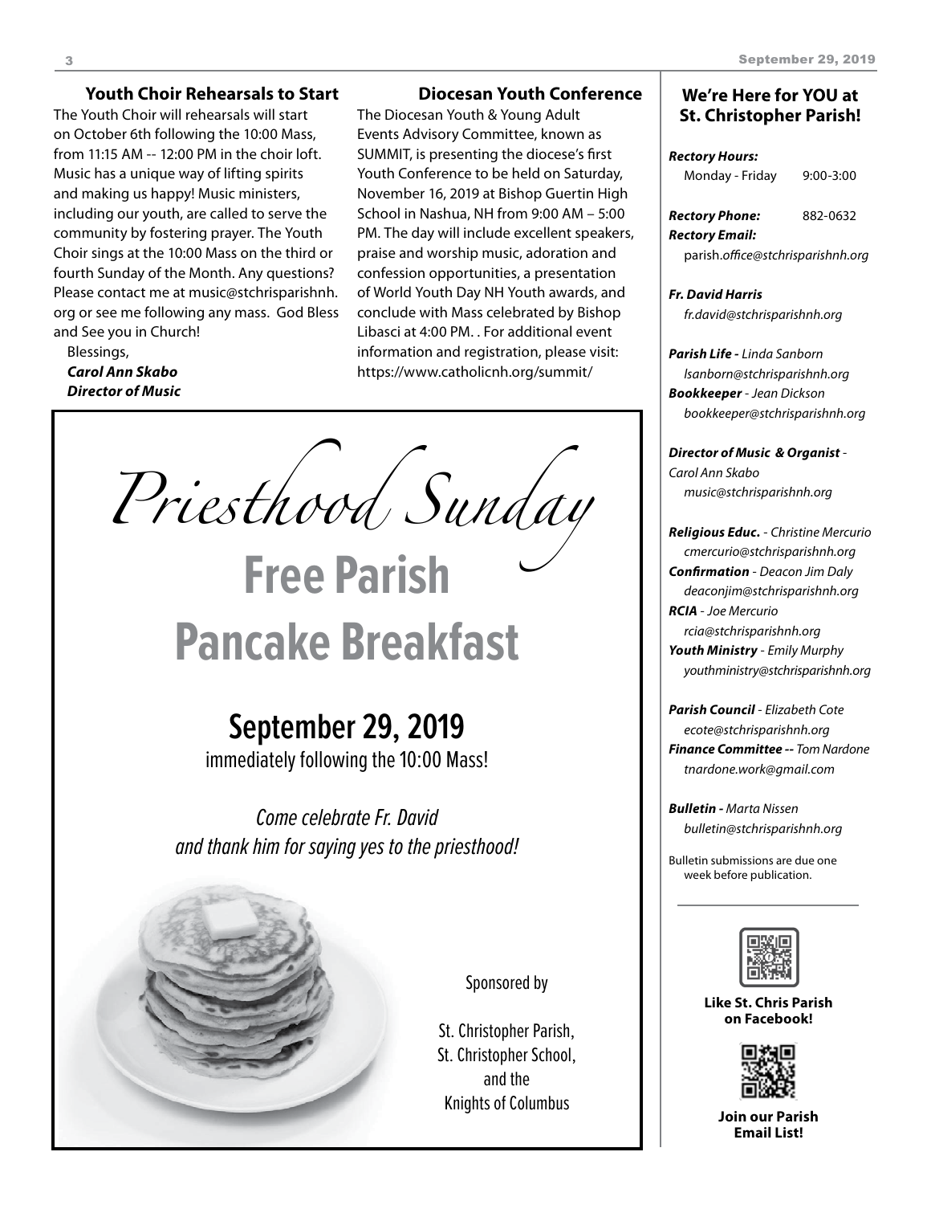### Youth Choir Rehearsals to Start

The Youth Choir will rehearsals will start on October 6th following the 10:00 Mass, from 11:15 AM -- 12:00 PM in the choir loft. Music has a unique way of lifting spirits and making us happy! Music ministers, including our youth, are called to serve the community by fostering prayer. The Youth Choir sings at the 10:00 Mass on the third or fourth Sunday of the Month. Any questions? Please contact me at music@stchrisparishnh.org or see me following any mass. God Bless and See you in Church!

Blessings,

***Carol Ann Skabo***
***Director of Music***

### Diocesan Youth Conference

The Diocesan Youth & Young Adult Events Advisory Committee, known as SUMMIT, is presenting the diocese's first Youth Conference to be held on Saturday, November 16, 2019 at Bishop Guertin High School in Nashua, NH from 9:00 AM – 5:00 PM. The day will include excellent speakers, praise and worship music, adoration and confession opportunities, a presentation of World Youth Day NH Youth awards, and conclude with Mass celebrated by Bishop Libasci at 4:00 PM. . For additional event information and registration, please visit: https://www.catholicnh.org/summit/

# *Priesthood Sunday*

## Free Parish Pancake Breakfast

### September 29, 2019

immediately following the 10:00 Mass!

*Come celebrate Fr. David and thank him for saying yes to the priesthood!*

Sponsored by

St. Christopher Parish,
St. Christopher School,
and the
Knights of Columbus

### We're Here for YOU at St. Christopher Parish!

***Rectory Hours:***
Monday - Friday 9:00-3:00

***Rectory Phone:*** 882-0632
***Rectory Email:***
parish.*office@stchrisparishnh.org*

***Fr. David Harris***
*fr.david@stchrisparishnh.org*

***Parish Life -*** *Linda Sanborn*
*lsanborn@stchrisparishnh.org*
***Bookkeeper*** *- Jean Dickson*
*bookkeeper@stchrisparishnh.org*

***Director of Music & Organist*** *- Carol Ann Skabo*
*music@stchrisparishnh.org*

***Religious Educ.*** *- Christine Mercurio*
*cmercurio@stchrisparishnh.org*
***Confirmation*** *- Deacon Jim Daly*
*deaconjim@stchrisparishnh.org*
***RCIA*** *- Joe Mercurio*
*rcia@stchrisparishnh.org*
***Youth Ministry*** *- Emily Murphy*
*youthministry@stchrisparishnh.org*

***Parish Council*** *- Elizabeth Cote*
*ecote@stchrisparishnh.org*
***Finance Committee --*** *Tom Nardone*
*tnardone.work@gmail.com*

***Bulletin -*** *Marta Nissen*
*bulletin@stchrisparishnh.org*

Bulletin submissions are due one week before publication.

**Like St. Chris Parish on Facebook!**

**Join our Parish Email List!**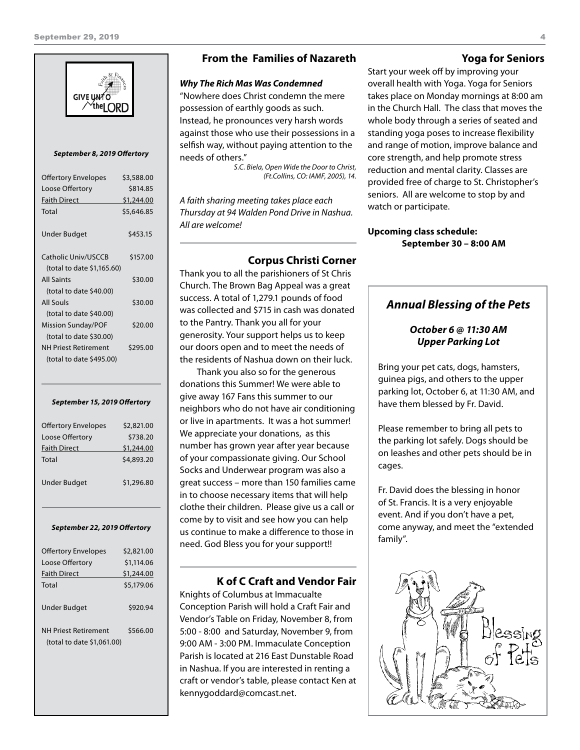GIVE UNTO the LORD

Faith & Finances

***September 8, 2019 Offertory***

| | |
|---|---|
| Offertory Envelopes | $3,588.00 |
| Loose Offertory | $814.85 |
| Faith Direct | $1,244.00 |
| Total | $5,646.85 |
| | |
| Under Budget | $453.15 |
| | |
| Catholic Univ/USCCB | $157.00 |
| (total to date $1,165.60) | |
| All Saints | $30.00 |
| (total to date $40.00) | |
| All Souls | $30.00 |
| (total to date $40.00) | |
| Mission Sunday/POF | $20.00 |
| (total to date $30.00) | |
| NH Priest Retirement | $295.00 |
| (total to date $495.00) | |

***September 15, 2019 Offertory***

| | |
|---|---|
| Offertory Envelopes | $2,821.00 |
| Loose Offertory | $738.20 |
| Faith Direct | $1,244.00 |
| Total | $4,893.20 |
| | |
| Under Budget | $1,296.80 |

***September 22, 2019 Offertory***

| | |
|---|---|
| Offertory Envelopes | $2,821.00 |
| Loose Offertory | $1,114.06 |
| Faith Direct | $1,244.00 |
| Total | $5,179.06 |
| | |
| Under Budget | $920.94 |
| | |
| NH Priest Retirement | $566.00 |
| (total to date $1,061.00) | |

## From the Families of Nazareth

***Why The Rich Mas Was Condemned***

"Nowhere does Christ condemn the mere possession of earthly goods as such. Instead, he pronounces very harsh words against those who use their possessions in a selfish way, without paying attention to the needs of others."

*S.C. Biela, Open Wide the Door to Christ, (Ft.Collins, CO: IAMF, 2005), 14.*

*A faith sharing meeting takes place each Thursday at 94 Walden Pond Drive in Nashua. All are welcome!*

## Corpus Christi Corner

Thank you to all the parishioners of St Chris Church. The Brown Bag Appeal was a great success. A total of 1,279.1 pounds of food was collected and $715 in cash was donated to the Pantry. Thank you all for your generosity. Your support helps us to keep our doors open and to meet the needs of the residents of Nashua down on their luck.

Thank you also so for the generous donations this Summer! We were able to give away 167 Fans this summer to our neighbors who do not have air conditioning or live in apartments. It was a hot summer! We appreciate your donations, as this number has grown year after year because of your compassionate giving. Our School Socks and Underwear program was also a great success – more than 150 families came in to choose necessary items that will help clothe their children. Please give us a call or come by to visit and see how you can help us continue to make a difference to those in need. God Bless you for your support!!

## K of C Craft and Vendor Fair

Knights of Columbus at Immacualte Conception Parish will hold a Craft Fair and Vendor's Table on Friday, November 8, from 5:00 - 8:00 and Saturday, November 9, from 9:00 AM - 3:00 PM. Immaculate Conception Parish is located at 216 East Dunstable Road in Nashua. If you are interested in renting a craft or vendor's table, please contact Ken at kennygoddard@comcast.net.

## Yoga for Seniors

Start your week off by improving your overall health with Yoga. Yoga for Seniors takes place on Monday mornings at 8:00 am in the Church Hall. The class that moves the whole body through a series of seated and standing yoga poses to increase flexibility and range of motion, improve balance and core strength, and help promote stress reduction and mental clarity. Classes are provided free of charge to St. Christopher's seniors. All are welcome to stop by and watch or participate.

**Upcoming class schedule:**
**September 30 – 8:00 AM**

## *Annual Blessing of the Pets*

***October 6 @ 11:30 AM***
***Upper Parking Lot***

Bring your pet cats, dogs, hamsters, guinea pigs, and others to the upper parking lot, October 6, at 11:30 AM, and have them blessed by Fr. David.

Please remember to bring all pets to the parking lot safely. Dogs should be on leashes and other pets should be in cages.

Fr. David does the blessing in honor of St. Francis. It is a very enjoyable event. And if you don't have a pet, come anyway, and meet the "extended family".

Blessing of Pets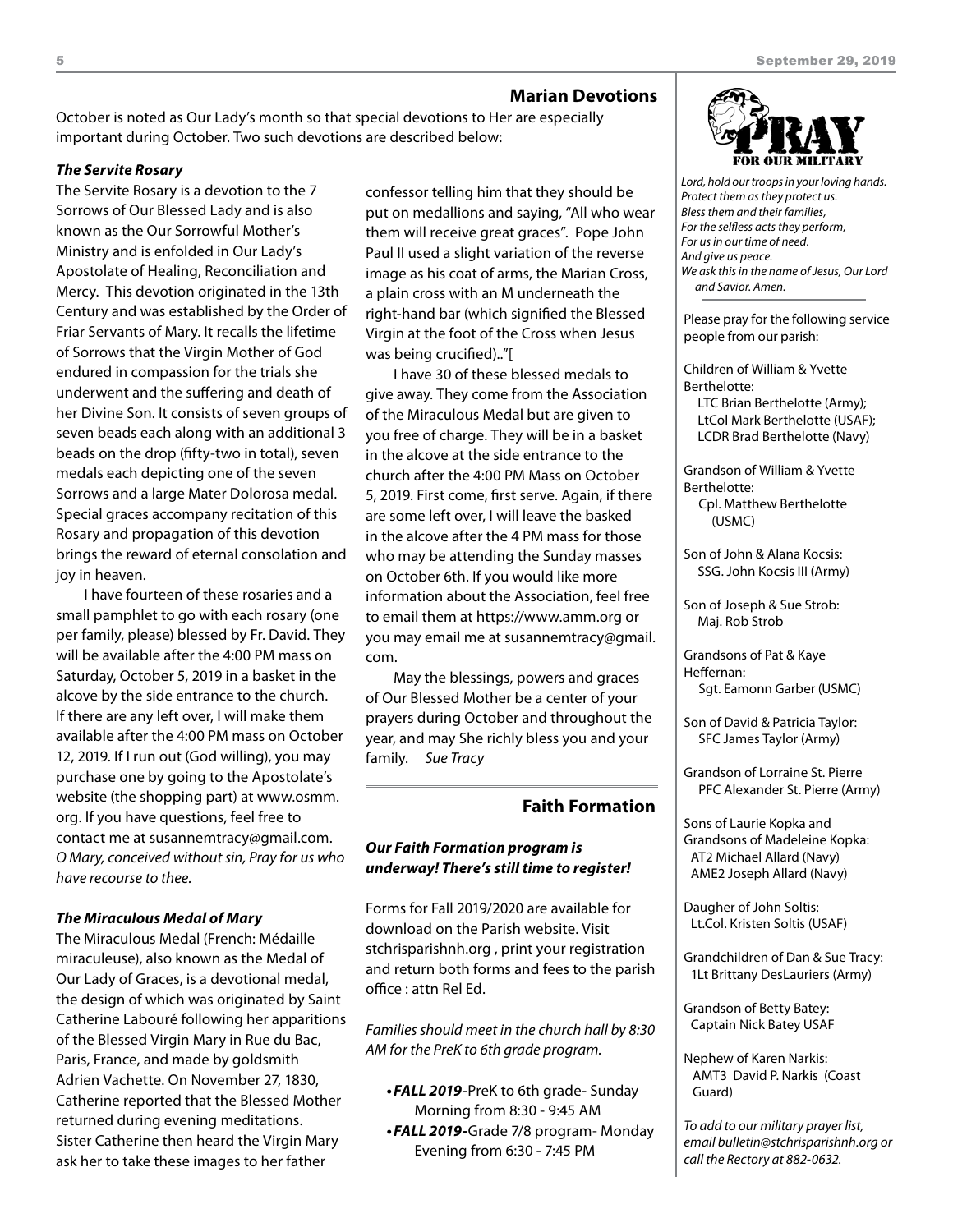## Marian Devotions

October is noted as Our Lady's month so that special devotions to Her are especially important during October. Two such devotions are described below:

***The Servite Rosary***

The Servite Rosary is a devotion to the 7 Sorrows of Our Blessed Lady and is also known as the Our Sorrowful Mother's Ministry and is enfolded in Our Lady's Apostolate of Healing, Reconciliation and Mercy. This devotion originated in the 13th Century and was established by the Order of Friar Servants of Mary. It recalls the lifetime of Sorrows that the Virgin Mother of God endured in compassion for the trials she underwent and the suffering and death of her Divine Son. It consists of seven groups of seven beads each along with an additional 3 beads on the drop (fifty-two in total), seven medals each depicting one of the seven Sorrows and a large Mater Dolorosa medal. Special graces accompany recitation of this Rosary and propagation of this devotion brings the reward of eternal consolation and joy in heaven.

I have fourteen of these rosaries and a small pamphlet to go with each rosary (one per family, please) blessed by Fr. David. They will be available after the 4:00 PM mass on Saturday, October 5, 2019 in a basket in the alcove by the side entrance to the church. If there are any left over, I will make them available after the 4:00 PM mass on October 12, 2019. If I run out (God willing), you may purchase one by going to the Apostolate's website (the shopping part) at www.osmm.org. If you have questions, feel free to contact me at susannemtracy@gmail.com. *O Mary, conceived without sin, Pray for us who have recourse to thee.*

***The Miraculous Medal of Mary***

The Miraculous Medal (French: Médaille miraculeuse), also known as the Medal of Our Lady of Graces, is a devotional medal, the design of which was originated by Saint Catherine Labouré following her apparitions of the Blessed Virgin Mary in Rue du Bac, Paris, France, and made by goldsmith Adrien Vachette. On November 27, 1830, Catherine reported that the Blessed Mother returned during evening meditations. Sister Catherine then heard the Virgin Mary ask her to take these images to her father confessor telling him that they should be put on medallions and saying, "All who wear them will receive great graces". Pope John Paul II used a slight variation of the reverse image as his coat of arms, the Marian Cross, a plain cross with an M underneath the right-hand bar (which signified the Blessed Virgin at the foot of the Cross when Jesus was being crucified).."[

I have 30 of these blessed medals to give away. They come from the Association of the Miraculous Medal but are given to you free of charge. They will be in a basket in the alcove at the side entrance to the church after the 4:00 PM Mass on October 5, 2019. First come, first serve. Again, if there are some left over, I will leave the basked in the alcove after the 4 PM mass for those who may be attending the Sunday masses on October 6th. If you would like more information about the Association, feel free to email them at https://www.amm.org or you may email me at susannemtracy@gmail.com.

May the blessings, powers and graces of Our Blessed Mother be a center of your prayers during October and throughout the year, and may She richly bless you and your family. *Sue Tracy*

## Faith Formation

***Our Faith Formation program is underway! There's still time to register!***

Forms for Fall 2019/2020 are available for download on the Parish website. Visit stchrisparishnh.org , print your registration and return both forms and fees to the parish office : attn Rel Ed.

*Families should meet in the church hall by 8:30 AM for the PreK to 6th grade program.*

- ***FALL 2019***-PreK to 6th grade- Sunday Morning from 8:30 - 9:45 AM
- ***FALL 2019***-Grade 7/8 program- Monday Evening from 6:30 - 7:45 PM

## PRAY FOR OUR MILITARY

*Lord, hold our troops in your loving hands.*
*Protect them as they protect us.*
*Bless them and their families,*
*For the selfless acts they perform,*
*For us in our time of need.*
*And give us peace.*
*We ask this in the name of Jesus, Our Lord and Savior. Amen.*

Please pray for the following service people from our parish:

Children of William & Yvette Berthelotte:
LTC Brian Berthelotte (Army);
LtCol Mark Berthelotte (USAF);
LCDR Brad Berthelotte (Navy)

Grandson of William & Yvette Berthelotte:
Cpl. Matthew Berthelotte (USMC)

Son of John & Alana Kocsis:
SSG. John Kocsis III (Army)

Son of Joseph & Sue Strob:
Maj. Rob Strob

Grandsons of Pat & Kaye Heffernan:
Sgt. Eamonn Garber (USMC)

Son of David & Patricia Taylor:
SFC James Taylor (Army)

Grandson of Lorraine St. Pierre
PFC Alexander St. Pierre (Army)

Sons of Laurie Kopka and Grandsons of Madeleine Kopka:
AT2 Michael Allard (Navy)
AME2 Joseph Allard (Navy)

Daugher of John Soltis:
Lt.Col. Kristen Soltis (USAF)

Grandchildren of Dan & Sue Tracy:
1Lt Brittany DesLauriers (Army)

Grandson of Betty Batey:
Captain Nick Batey USAF

Nephew of Karen Narkis:
AMT3 David P. Narkis (Coast Guard)

*To add to our military prayer list, email bulletin@stchrisparishnh.org or call the Rectory at 882-0632.*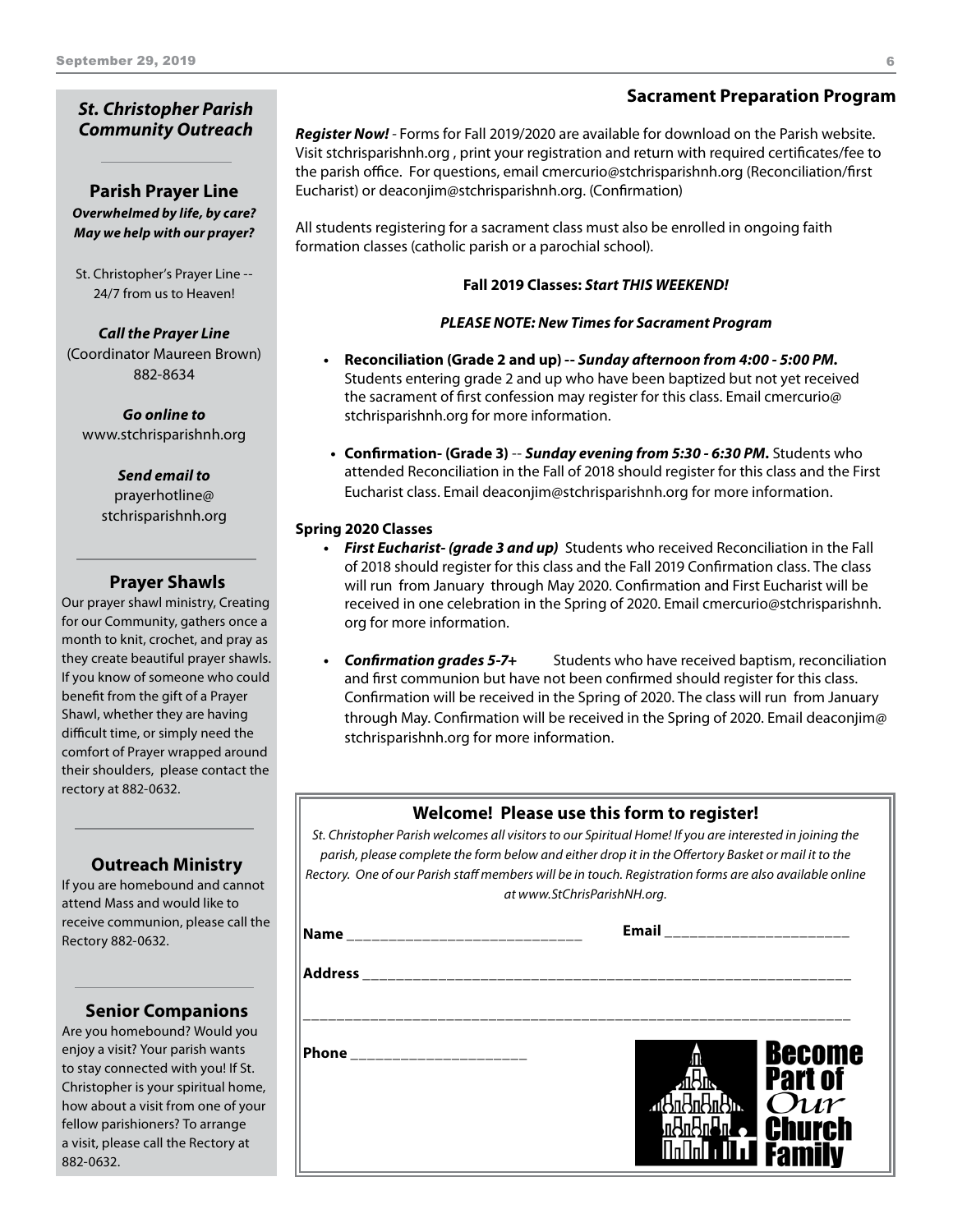## St. Christopher Parish Community Outreach

### Parish Prayer Line

***Overwhelmed by life, by care? May we help with our prayer?***

St. Christopher's Prayer Line -- 24/7 from us to Heaven!

***Call the Prayer Line***
(Coordinator Maureen Brown)
882-8634

***Go online to***
www.stchrisparishnh.org

***Send email to***
prayerhotline@stchrisparishnh.org

### Prayer Shawls

Our prayer shawl ministry, Creating for our Community, gathers once a month to knit, crochet, and pray as they create beautiful prayer shawls. If you know of someone who could benefit from the gift of a Prayer Shawl, whether they are having difficult time, or simply need the comfort of Prayer wrapped around their shoulders, please contact the rectory at 882-0632.

### Outreach Ministry

If you are homebound and cannot attend Mass and would like to receive communion, please call the Rectory 882-0632.

### Senior Companions

Are you homebound? Would you enjoy a visit? Your parish wants to stay connected with you! If St. Christopher is your spiritual home, how about a visit from one of your fellow parishioners? To arrange a visit, please call the Rectory at 882-0632.

## Sacrament Preparation Program

***Register Now!*** - Forms for Fall 2019/2020 are available for download on the Parish website. Visit stchrisparishnh.org , print your registration and return with required certificates/fee to the parish office. For questions, email cmercurio@stchrisparishnh.org (Reconciliation/first Eucharist) or deaconjim@stchrisparishnh.org. (Confirmation)

All students registering for a sacrament class must also be enrolled in ongoing faith formation classes (catholic parish or a parochial school).

**Fall 2019 Classes: *Start THIS WEEKEND!***

***PLEASE NOTE: New Times for Sacrament Program***

- **Reconciliation (Grade 2 and up) -- *Sunday afternoon from 4:00 - 5:00 PM.*** Students entering grade 2 and up who have been baptized but not yet received the sacrament of first confession may register for this class. Email cmercurio@stchrisparishnh.org for more information.
- **Confirmation- (Grade 3)** -- ***Sunday evening from 5:30 - 6:30 PM.*** Students who attended Reconciliation in the Fall of 2018 should register for this class and the First Eucharist class. Email deaconjim@stchrisparishnh.org for more information.

**Spring 2020 Classes**

- ***First Eucharist- (grade 3 and up)*** Students who received Reconciliation in the Fall of 2018 should register for this class and the Fall 2019 Confirmation class. The class will run from January through May 2020. Confirmation and First Eucharist will be received in one celebration in the Spring of 2020. Email cmercurio@stchrisparishnh.org for more information.
- ***Confirmation grades 5-7+*** Students who have received baptism, reconciliation and first communion but have not been confirmed should register for this class. Confirmation will be received in the Spring of 2020. The class will run from January through May. Confirmation will be received in the Spring of 2020. Email deaconjim@stchrisparishnh.org for more information.

### Welcome! Please use this form to register!

*St. Christopher Parish welcomes all visitors to our Spiritual Home! If you are interested in joining the parish, please complete the form below and either drop it in the Offertory Basket or mail it to the Rectory. One of our Parish staff members will be in touch. Registration forms are also available online at www.StChrisParishNH.org.*

**Name** ____________________________ **Email** ______________________

**Address** ____________________________________________________________

_______________________________________________________________________

**Phone** _____________________

Become Part of *Our* Church Family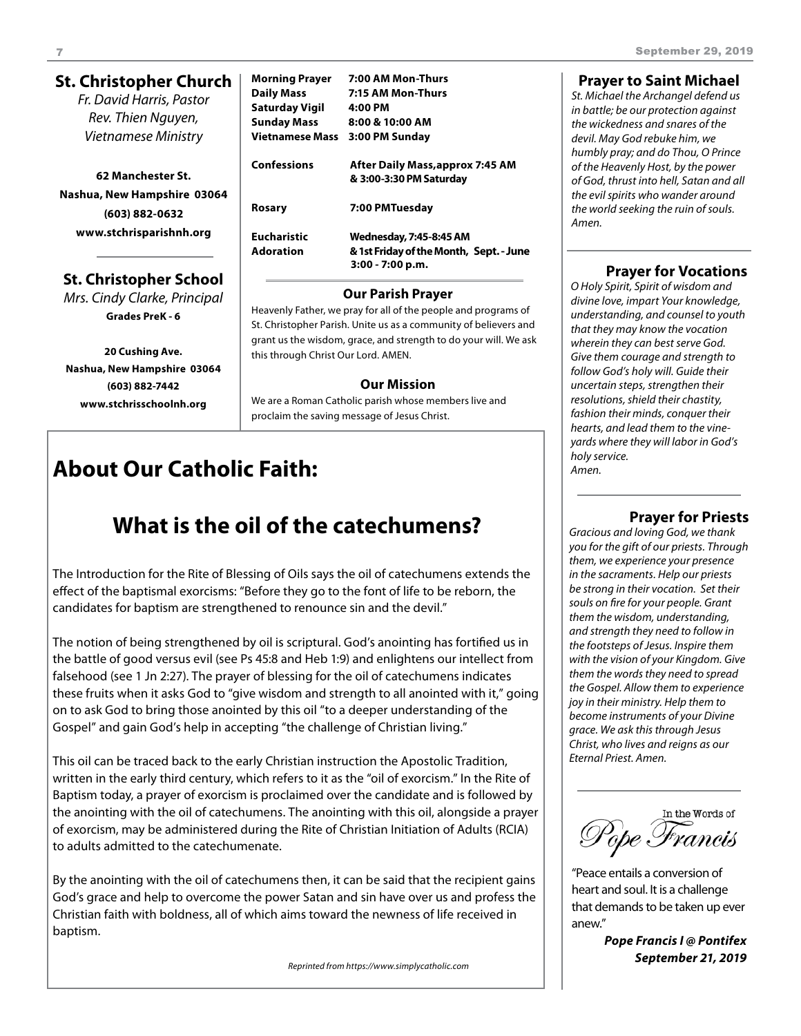## St. Christopher Church

*Fr. David Harris, Pastor*
*Rev. Thien Nguyen, Vietnamese Ministry*

**62 Manchester St.**
**Nashua, New Hampshire 03064**
**(603) 882-0632**
**www.stchrisparishnh.org**

## St. Christopher School

*Mrs. Cindy Clarke, Principal*
**Grades PreK - 6**

**20 Cushing Ave.**
**Nashua, New Hampshire 03064**
**(603) 882-7442**
**www.stchrisschoolnh.org**

| | |
|---|---|
| **Morning Prayer** | **7:00 AM Mon-Thurs** |
| **Daily Mass** | **7:15 AM Mon-Thurs** |
| **Saturday Vigil** | **4:00 PM** |
| **Sunday Mass** | **8:00 & 10:00 AM** |
| **Vietnamese Mass** | **3:00 PM Sunday** |
| **Confessions** | **After Daily Mass, approx 7:45 AM & 3:00-3:30 PM Saturday** |
| **Rosary** | **7:00 PMTuesday** |
| **Eucharistic Adoration** | **Wednesday, 7:45-8:45 AM & 1st Friday of the Month, Sept. - June 3:00 - 7:00 p.m.** |

### Our Parish Prayer

Heavenly Father, we pray for all of the people and programs of St. Christopher Parish. Unite us as a community of believers and grant us the wisdom, grace, and strength to do your will. We ask this through Christ Our Lord. AMEN.

### Our Mission

We are a Roman Catholic parish whose members live and proclaim the saving message of Jesus Christ.

# About Our Catholic Faith:

## What is the oil of the catechumens?

The Introduction for the Rite of Blessing of Oils says the oil of catechumens extends the effect of the baptismal exorcisms: "Before they go to the font of life to be reborn, the candidates for baptism are strengthened to renounce sin and the devil."

The notion of being strengthened by oil is scriptural. God's anointing has fortified us in the battle of good versus evil (see Ps 45:8 and Heb 1:9) and enlightens our intellect from falsehood (see 1 Jn 2:27). The prayer of blessing for the oil of catechumens indicates these fruits when it asks God to "give wisdom and strength to all anointed with it," going on to ask God to bring those anointed by this oil "to a deeper understanding of the Gospel" and gain God's help in accepting "the challenge of Christian living."

This oil can be traced back to the early Christian instruction the Apostolic Tradition, written in the early third century, which refers to it as the "oil of exorcism." In the Rite of Baptism today, a prayer of exorcism is proclaimed over the candidate and is followed by the anointing with the oil of catechumens. The anointing with this oil, alongside a prayer of exorcism, may be administered during the Rite of Christian Initiation of Adults (RCIA) to adults admitted to the catechumenate.

By the anointing with the oil of catechumens then, it can be said that the recipient gains God's grace and help to overcome the power Satan and sin have over us and profess the Christian faith with boldness, all of which aims toward the newness of life received in baptism.

*Reprinted from https://www.simplycatholic.com*

### Prayer to Saint Michael

*St. Michael the Archangel defend us in battle; be our protection against the wickedness and snares of the devil. May God rebuke him, we humbly pray; and do Thou, O Prince of the Heavenly Host, by the power of God, thrust into hell, Satan and all the evil spirits who wander around the world seeking the ruin of souls. Amen.*

### Prayer for Vocations

*O Holy Spirit, Spirit of wisdom and divine love, impart Your knowledge, understanding, and counsel to youth that they may know the vocation wherein they can best serve God. Give them courage and strength to follow God's holy will. Guide their uncertain steps, strengthen their resolutions, shield their chastity, fashion their minds, conquer their hearts, and lead them to the vineyards where they will labor in God's holy service.*
*Amen.*

### Prayer for Priests

*Gracious and loving God, we thank you for the gift of our priests. Through them, we experience your presence in the sacraments. Help our priests be strong in their vocation. Set their souls on fire for your people. Grant them the wisdom, understanding, and strength they need to follow in the footsteps of Jesus. Inspire them with the vision of your Kingdom. Give them the words they need to spread the Gospel. Allow them to experience joy in their ministry. Help them to become instruments of your Divine grace. We ask this through Jesus Christ, who lives and reigns as our Eternal Priest. Amen.*

### In the Words of Pope Francis

"Peace entails a conversion of heart and soul. It is a challenge that demands to be taken up ever anew."

***Pope Francis I @ Pontifex***
***September 21, 2019***